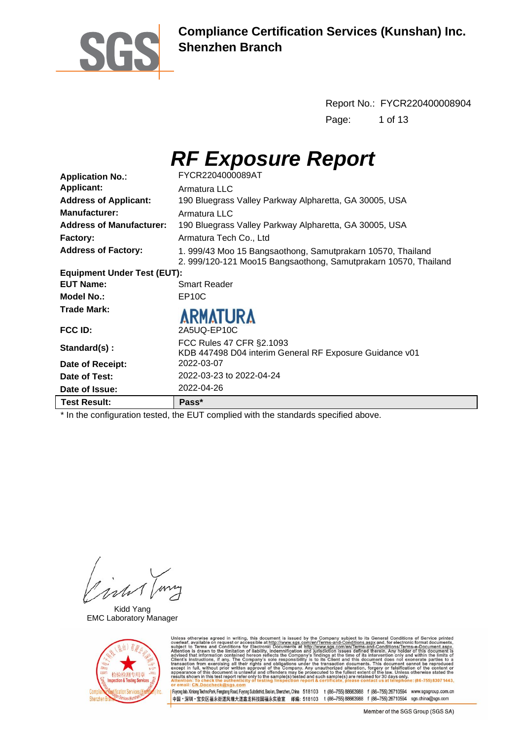# Compliance Certification Services (Kunshan) Inc.
## Shenzhen Branch

Report No.: FYCR220400008904

# *RF Exposure Report*

| | |
|---|---|
| **Application No.:** | FYCR2204000089AT |
| **Applicant:** | Armatura LLC |
| **Address of Applicant:** | 190 Bluegrass Valley Parkway Alpharetta, GA 30005, USA |
| **Manufacturer:** | Armatura LLC |
| **Address of Manufacturer:** | 190 Bluegrass Valley Parkway Alpharetta, GA 30005, USA |
| **Factory:** | Armatura Tech Co., Ltd |
| **Address of Factory:** | 1. 999/43 Moo 15 Bangsaothong, Samutprakarn 10570, Thailand<br>2. 999/120-121 Moo15 Bangsaothong, Samutprakarn 10570, Thailand |
| **Equipment Under Test (EUT):** | |
| **EUT Name:** | Smart Reader |
| **Model No.:** | EP10C |
| **Trade Mark:** | ARMATURA |
| **FCC ID:** | 2A5UQ-EP10C |
| **Standard(s) :** | FCC Rules 47 CFR §2.1093<br>KDB 447498 D04 interim General RF Exposure Guidance v01 |
| **Date of Receipt:** | 2022-03-07 |
| **Date of Test:** | 2022-03-23 to 2022-04-24 |
| **Date of Issue:** | 2022-04-26 |
| **Test Result:** | **Pass*** |

* In the configuration tested, the EUT complied with the standards specified above.

Kidd Yang
EMC Laboratory Manager

Unless otherwise agreed in writing, this document is issued by the Company subject to its General Conditions of Service printed overleaf, available on request or accessible at http://www.sgs.com/en/Terms-and-Conditions.aspx and, for electronic format documents, subject to Terms and Conditions for Electronic Documents at http://www.sgs.com/en/Terms-and-Conditions/Terms-e-Document.aspx. Attention is drawn to the limitation of liability, indemnification and jurisdiction issues defined therein. Any holder of this document is advised that information contained hereon reflects the Company's findings at the time of its intervention only and within the limits of Client's instructions, if any. The Company's sole responsibility is to its Client and this document does not exonerate parties to a transaction from exercising all their rights and obligations under the transaction documents. This document cannot be reproduced except in full, without prior written approval of the Company. Any unauthorized alteration, forgery or falsification of the content or appearance of this document is unlawful and offenders may be prosecuted to the fullest extent of the law. Unless otherwise stated the results shown in this test report refer only to the sample(s) tested and such sample(s) are retained for 30 days only.
Attention: To check the authenticity of testing /inspection report & certificate, please contact us at telephone: (86-755) 8307 1443, or email: CN.Doccheck@sgs.com

Fuyong lab. Xinlong TechnoPark, Fengtang Road, Fuyong Subdistrict, Bao'an, Shenzhen, China 518103 t (86-755) 88663988 f (86-755) 26710594 www.sgsgroup.com.cn
中国・深圳・宝安区福永街道凤塘大道鑫龙科技园福永实验室 邮编: 518103 t (86-755) 88663988 f (86-755) 26710594 sgs.china@sgs.com

Member of the SGS Group (SGS SA)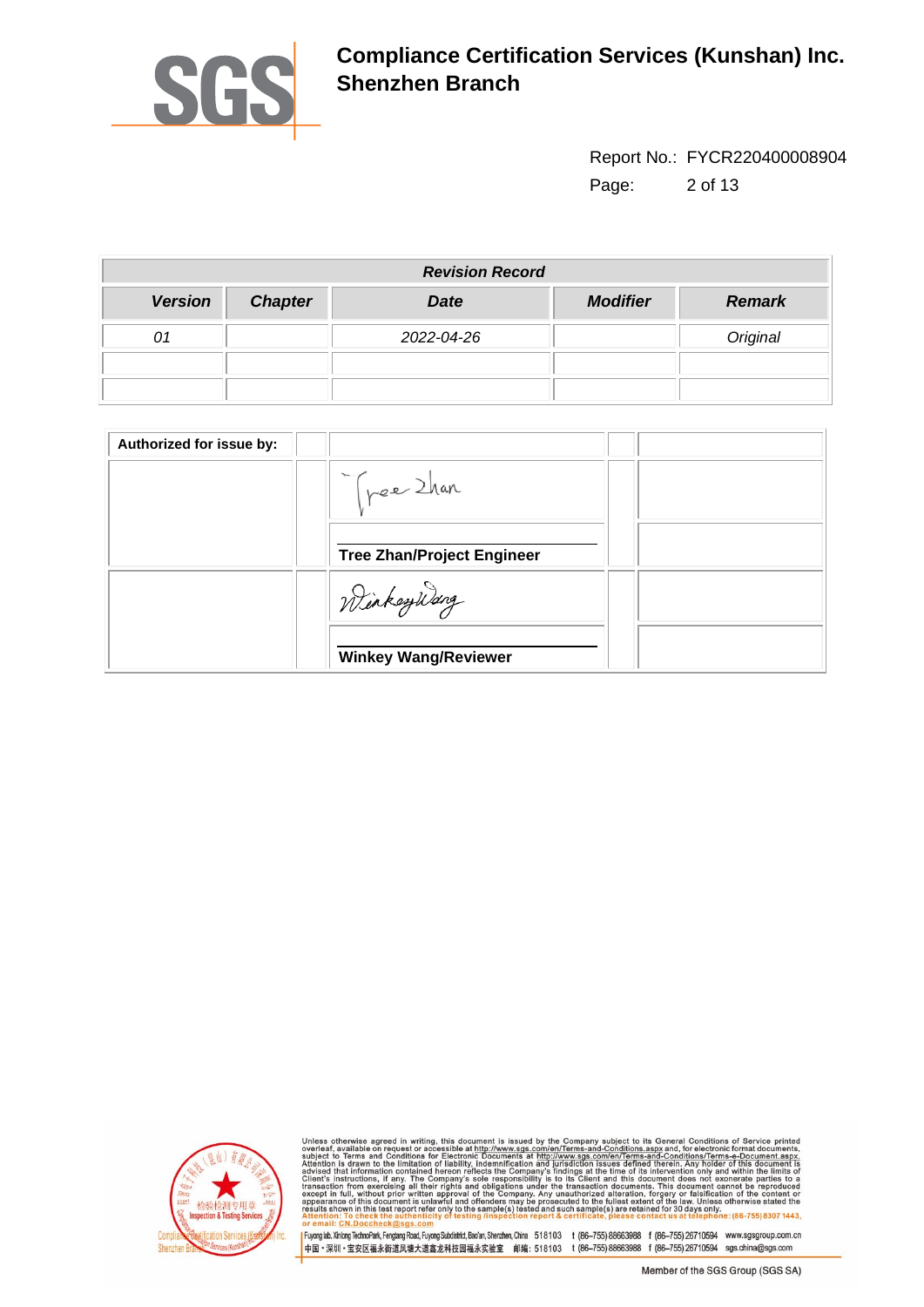Report No.: FYCR220400008904

| Revision Record | | | | |
|---|---|---|---|---|
| ***Version*** | ***Chapter*** | ***Date*** | ***Modifier*** | ***Remark*** |
| *01* | | *2022-04-26* | | *Original* |
| | | | | |
| | | | | |

| **Authorized for issue by:** | | | | |
|---|---|---|---|---|
| | | Tree Zhan | | |
| | | **Tree Zhan/Project Engineer** | | |
| | | Winkey Wang | | |
| | | **Winkey Wang/Reviewer** | | |

Unless otherwise agreed in writing, this document is issued by the Company subject to its General Conditions of Service printed overleaf, available on request or accessible at http://www.sgs.com/en/Terms-and-Conditions.aspx and, for electronic format documents, subject to Terms and Conditions for Electronic Documents at http://www.sgs.com/en/Terms-and-Conditions/Terms-e-Document.aspx. Attention is drawn to the limitation of liability, indemnification and jurisdiction issues defined therein. Any holder of this document is advised that information contained hereon reflects the Company's findings at the time of its intervention only and within the limits of Client's instructions, if any. The Company's sole responsibility is to its Client and this document does not exonerate parties to a transaction from exercising all their rights and obligations under the transaction documents. This document cannot be reproduced except in full, without prior written approval of the Company. Any unauthorized alteration, forgery or falsification of the content or appearance of this document is unlawful and offenders may be prosecuted to the fullest extent of the law. Unless otherwise stated the results shown in this test report refer only to the sample(s) tested and such sample(s) are retained for 30 days only.
Attention: To check the authenticity of testing /inspection report & certificate, please contact us at telephone: (86-755) 8307 1443, or email: CN.Doccheck@sgs.com

Fuyong lab. Xinlong TechnoPark, Fengtang Road, Fuyong Subdistrict, Bao'an, Shenzhen, China 518103 t (86–755) 88663988 f (86–755) 26710594 www.sgsgroup.com.cn
中国・深圳・宝安区福永街道凤塘大道鑫龙科技园福永实验室 邮编：518103 t (86–755) 88663988 f (86–755) 26710594 sgs.china@sgs.com

Member of the SGS Group (SGS SA)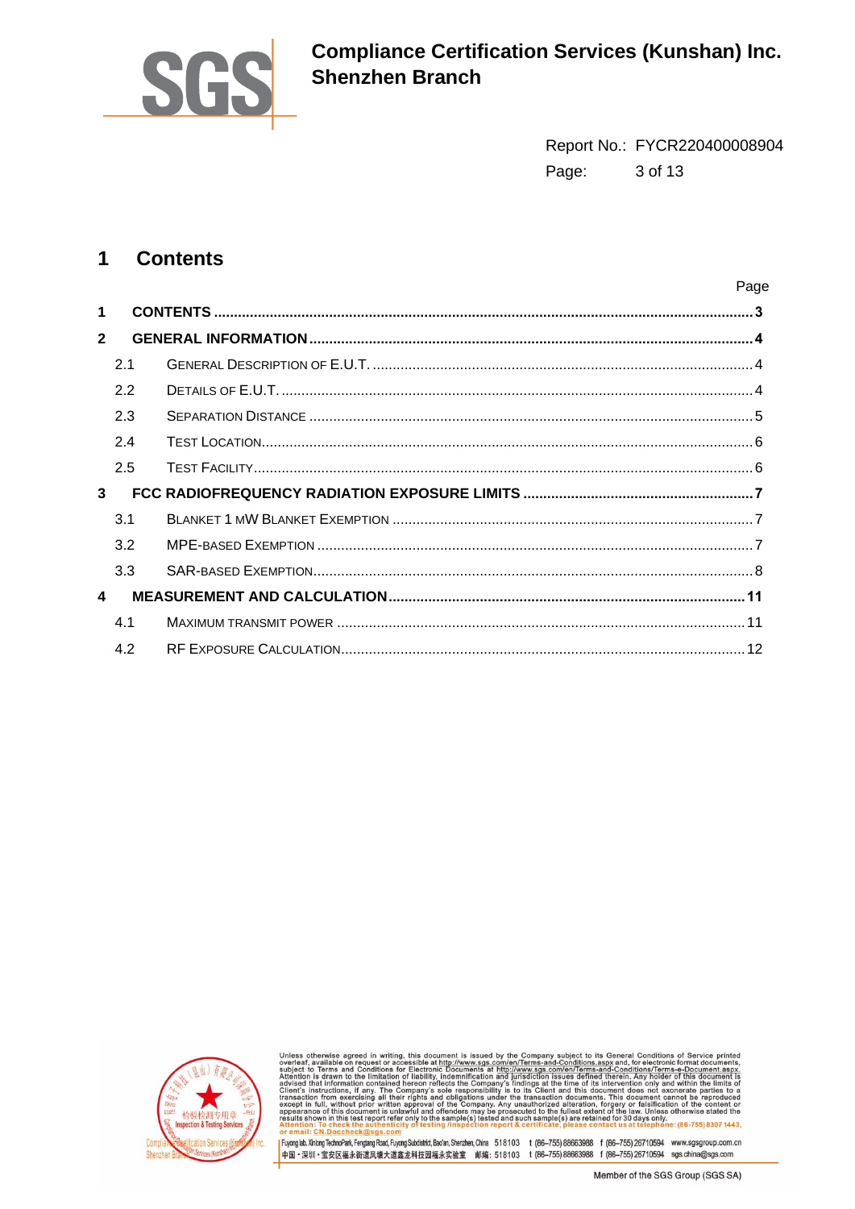# 1 Contents

| | | Page |
|---|---|---|
| **1** | **CONTENTS** | **3** |
| **2** | **GENERAL INFORMATION** | **4** |
| 2.1 | GENERAL DESCRIPTION OF E.U.T. | 4 |
| 2.2 | DETAILS OF E.U.T. | 4 |
| 2.3 | SEPARATION DISTANCE | 5 |
| 2.4 | TEST LOCATION | 6 |
| 2.5 | TEST FACILITY | 6 |
| **3** | **FCC RADIOFREQUENCY RADIATION EXPOSURE LIMITS** | **7** |
| 3.1 | BLANKET 1 MW BLANKET EXEMPTION | 7 |
| 3.2 | MPE-BASED EXEMPTION | 7 |
| 3.3 | SAR-BASED EXEMPTION | 8 |
| **4** | **MEASUREMENT AND CALCULATION** | **11** |
| 4.1 | MAXIMUM TRANSMIT POWER | 11 |
| 4.2 | RF EXPOSURE CALCULATION | 12 |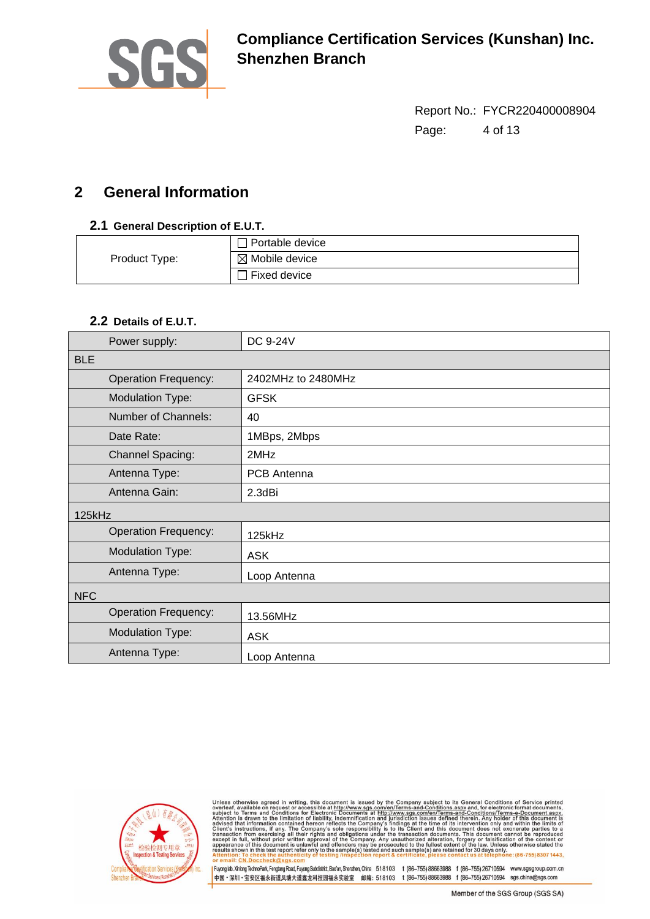## 2 General Information

### 2.1 General Description of E.U.T.

| | |
|---|---|
| Product Type: | ☐ Portable device |
| | ☒ Mobile device |
| | ☐ Fixed device |

### 2.2 Details of E.U.T.

| | |
|---|---|
| Power supply: | DC 9-24V |
| BLE | |
| Operation Frequency: | 2402MHz to 2480MHz |
| Modulation Type: | GFSK |
| Number of Channels: | 40 |
| Date Rate: | 1MBps, 2Mbps |
| Channel Spacing: | 2MHz |
| Antenna Type: | PCB Antenna |
| Antenna Gain: | 2.3dBi |
| 125kHz | |
| Operation Frequency: | 125kHz |
| Modulation Type: | ASK |
| Antenna Type: | Loop Antenna |
| NFC | |
| Operation Frequency: | 13.56MHz |
| Modulation Type: | ASK |
| Antenna Type: | Loop Antenna |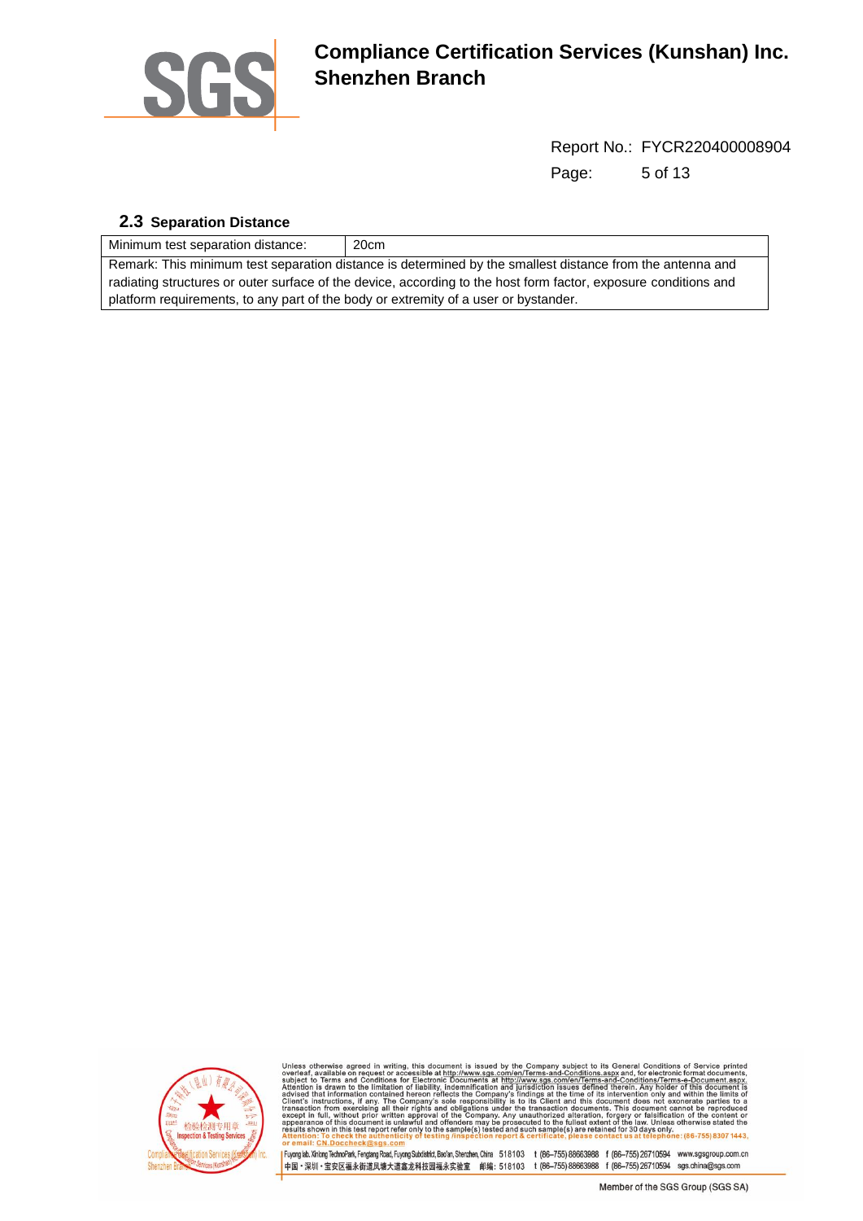## 2.3 Separation Distance

| | |
|---|---|
| Minimum test separation distance: | 20cm |
| Remark: This minimum test separation distance is determined by the smallest distance from the antenna and radiating structures or outer surface of the device, according to the host form factor, exposure conditions and platform requirements, to any part of the body or extremity of a user or bystander. | |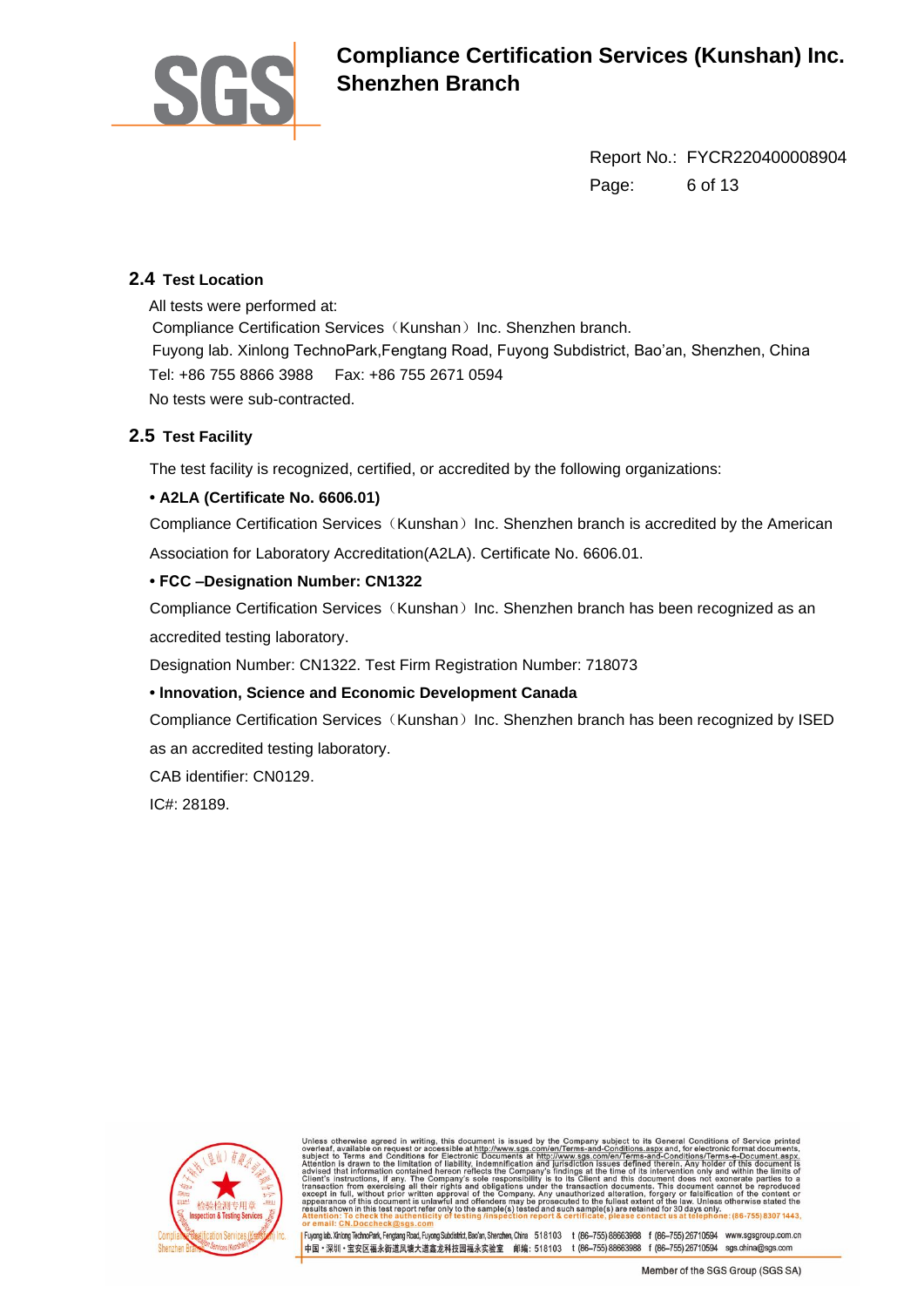## 2.4 Test Location

All tests were performed at:

Compliance Certification Services（Kunshan）Inc. Shenzhen branch.

Fuyong lab. Xinlong TechnoPark,Fengtang Road, Fuyong Subdistrict, Bao'an, Shenzhen, China

Tel: +86 755 8866 3988 Fax: +86 755 2671 0594

No tests were sub-contracted.

## 2.5 Test Facility

The test facility is recognized, certified, or accredited by the following organizations:

**• A2LA (Certificate No. 6606.01)**

Compliance Certification Services（Kunshan）Inc. Shenzhen branch is accredited by the American Association for Laboratory Accreditation(A2LA). Certificate No. 6606.01.

**• FCC –Designation Number: CN1322**

Compliance Certification Services（Kunshan）Inc. Shenzhen branch has been recognized as an accredited testing laboratory.

Designation Number: CN1322. Test Firm Registration Number: 718073

**• Innovation, Science and Economic Development Canada**

Compliance Certification Services（Kunshan）Inc. Shenzhen branch has been recognized by ISED as an accredited testing laboratory.

CAB identifier: CN0129.

IC#: 28189.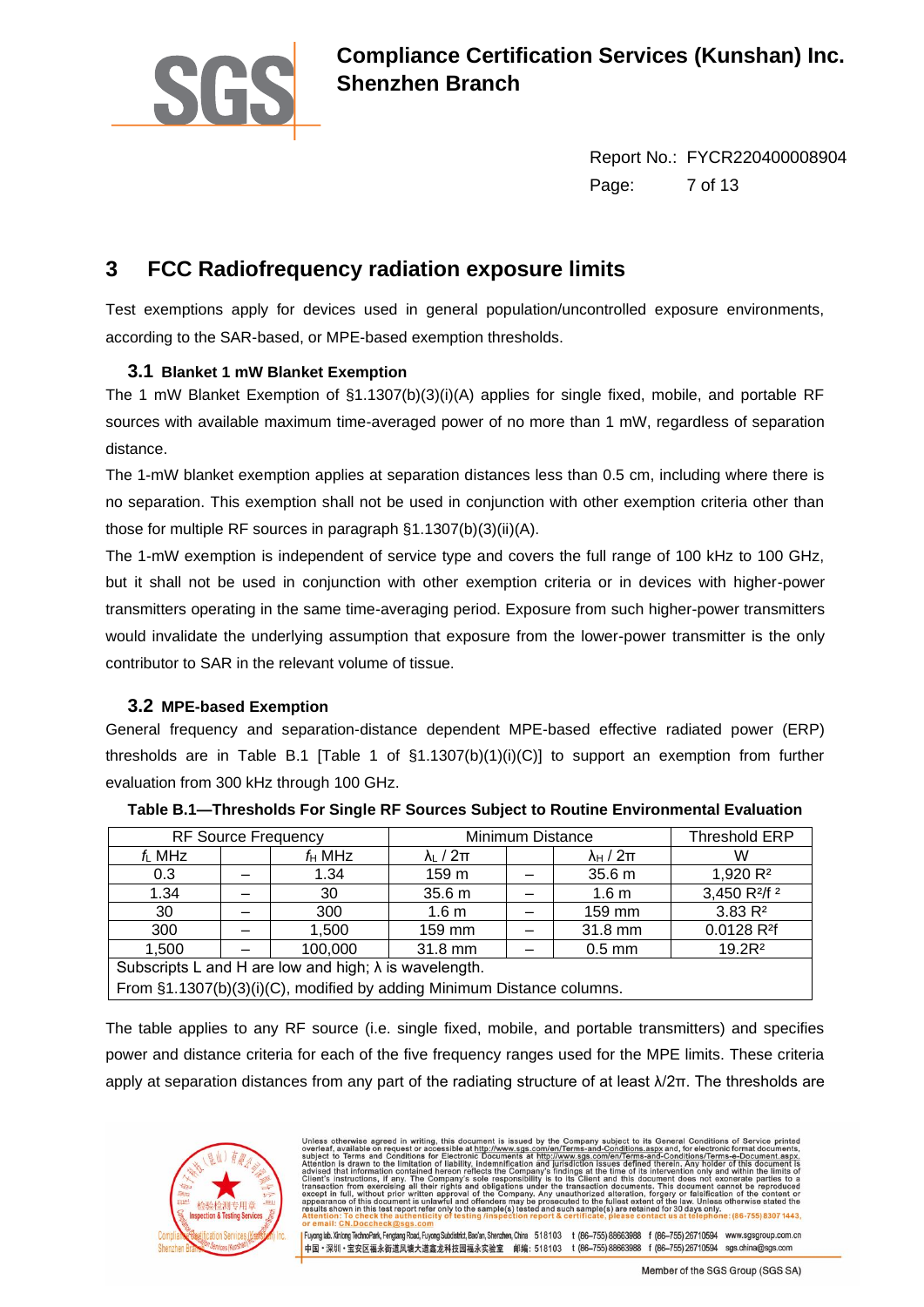## 3 FCC Radiofrequency radiation exposure limits

Test exemptions apply for devices used in general population/uncontrolled exposure environments, according to the SAR-based, or MPE-based exemption thresholds.

### 3.1 Blanket 1 mW Blanket Exemption

The 1 mW Blanket Exemption of §1.1307(b)(3)(i)(A) applies for single fixed, mobile, and portable RF sources with available maximum time-averaged power of no more than 1 mW, regardless of separation distance.

The 1-mW blanket exemption applies at separation distances less than 0.5 cm, including where there is no separation. This exemption shall not be used in conjunction with other exemption criteria other than those for multiple RF sources in paragraph §1.1307(b)(3)(ii)(A).

The 1-mW exemption is independent of service type and covers the full range of 100 kHz to 100 GHz, but it shall not be used in conjunction with other exemption criteria or in devices with higher-power transmitters operating in the same time-averaging period. Exposure from such higher-power transmitters would invalidate the underlying assumption that exposure from the lower-power transmitter is the only contributor to SAR in the relevant volume of tissue.

### 3.2 MPE-based Exemption

General frequency and separation-distance dependent MPE-based effective radiated power (ERP) thresholds are in Table B.1 [Table 1 of §1.1307(b)(1)(i)(C)] to support an exemption from further evaluation from 300 kHz through 100 GHz.

**Table B.1—Thresholds For Single RF Sources Subject to Routine Environmental Evaluation**

| RF Source Frequency | | | Minimum Distance | | | Threshold ERP |
|---|---|---|---|---|---|---|
| $f_L$ MHz | | $f_H$ MHz | $\lambda_L / 2\pi$ | | $\lambda_H / 2\pi$ | W |
| 0.3 | – | 1.34 | 159 m | – | 35.6 m | 1,920 $R^2$ |
| 1.34 | – | 30 | 35.6 m | – | 1.6 m | 3,450 $R^2/f^2$ |
| 30 | – | 300 | 1.6 m | – | 159 mm | 3.83 $R^2$ |
| 300 | – | 1,500 | 159 mm | – | 31.8 mm | 0.0128 $R^2 f$ |
| 1,500 | – | 100,000 | 31.8 mm | – | 0.5 mm | 19.2$R^2$ |
| Subscripts L and H are low and high; λ is wavelength. | | | | | | |
| From §1.1307(b)(3)(i)(C), modified by adding Minimum Distance columns. | | | | | | |

The table applies to any RF source (i.e. single fixed, mobile, and portable transmitters) and specifies power and distance criteria for each of the five frequency ranges used for the MPE limits. These criteria apply at separation distances from any part of the radiating structure of at least $\lambda/2\pi$. The thresholds are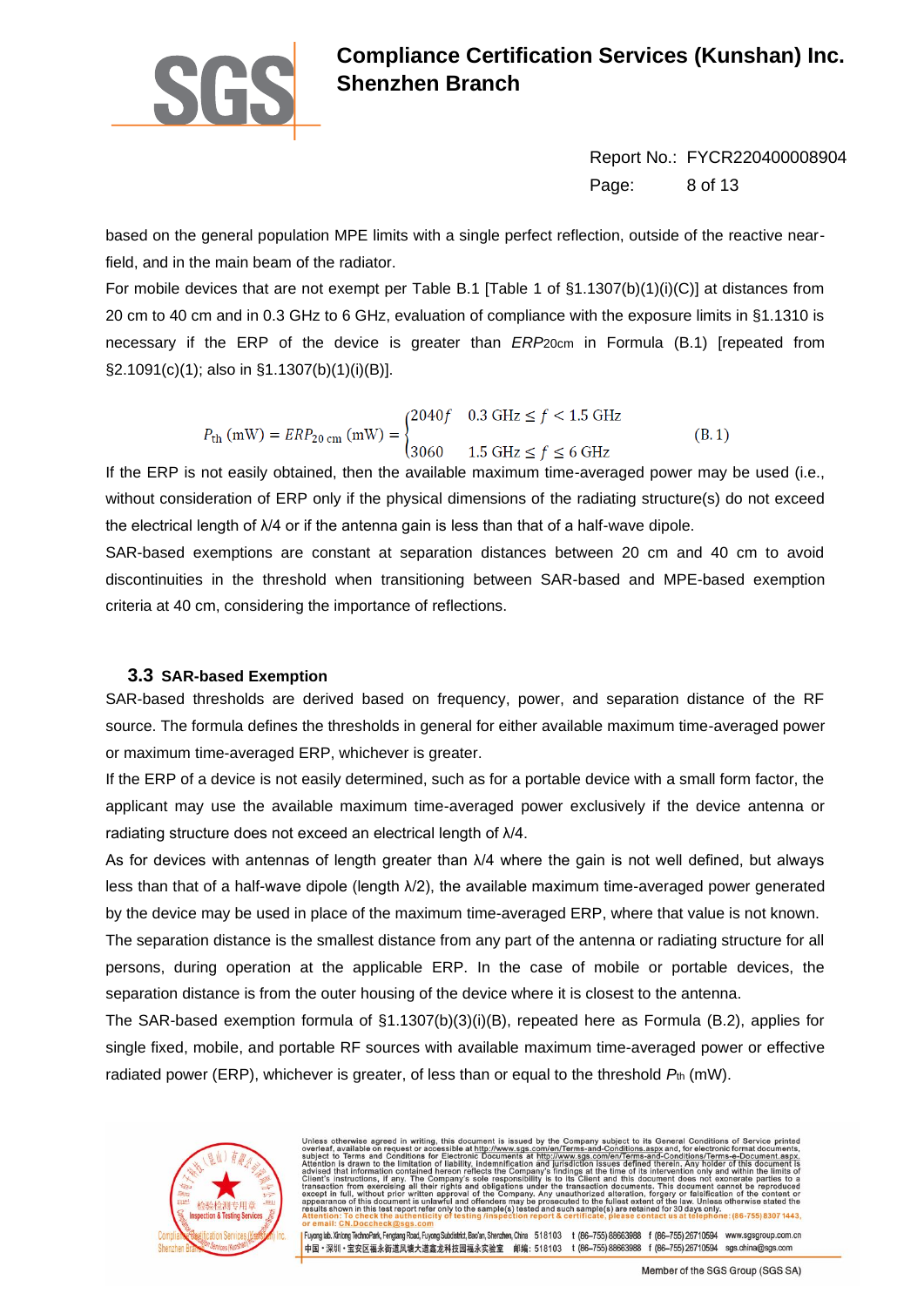based on the general population MPE limits with a single perfect reflection, outside of the reactive near-field, and in the main beam of the radiator.

For mobile devices that are not exempt per Table B.1 [Table 1 of §1.1307(b)(1)(i)(C)] at distances from 20 cm to 40 cm and in 0.3 GHz to 6 GHz, evaluation of compliance with the exposure limits in §1.1310 is necessary if the ERP of the device is greater than $ERP_{20cm}$ in Formula (B.1) [repeated from §2.1091(c)(1); also in §1.1307(b)(1)(i)(B)].

$$P_{\text{th}}\ (\text{mW}) = ERP_{20\ \text{cm}}\ (\text{mW}) = \begin{cases} 2040f & 0.3\ \text{GHz} \le f < 1.5\ \text{GHz} \\ 3060 & 1.5\ \text{GHz} \le f \le 6\ \text{GHz} \end{cases} \qquad \text{(B.1)}$$

If the ERP is not easily obtained, then the available maximum time-averaged power may be used (i.e., without consideration of ERP only if the physical dimensions of the radiating structure(s) do not exceed the electrical length of λ/4 or if the antenna gain is less than that of a half-wave dipole.

SAR-based exemptions are constant at separation distances between 20 cm and 40 cm to avoid discontinuities in the threshold when transitioning between SAR-based and MPE-based exemption criteria at 40 cm, considering the importance of reflections.

### 3.3 SAR-based Exemption

SAR-based thresholds are derived based on frequency, power, and separation distance of the RF source. The formula defines the thresholds in general for either available maximum time-averaged power or maximum time-averaged ERP, whichever is greater.

If the ERP of a device is not easily determined, such as for a portable device with a small form factor, the applicant may use the available maximum time-averaged power exclusively if the device antenna or radiating structure does not exceed an electrical length of λ/4.

As for devices with antennas of length greater than λ/4 where the gain is not well defined, but always less than that of a half-wave dipole (length λ/2), the available maximum time-averaged power generated by the device may be used in place of the maximum time-averaged ERP, where that value is not known.

The separation distance is the smallest distance from any part of the antenna or radiating structure for all persons, during operation at the applicable ERP. In the case of mobile or portable devices, the separation distance is from the outer housing of the device where it is closest to the antenna.

The SAR-based exemption formula of §1.1307(b)(3)(i)(B), repeated here as Formula (B.2), applies for single fixed, mobile, and portable RF sources with available maximum time-averaged power or effective radiated power (ERP), whichever is greater, of less than or equal to the threshold $P_{th}$ (mW).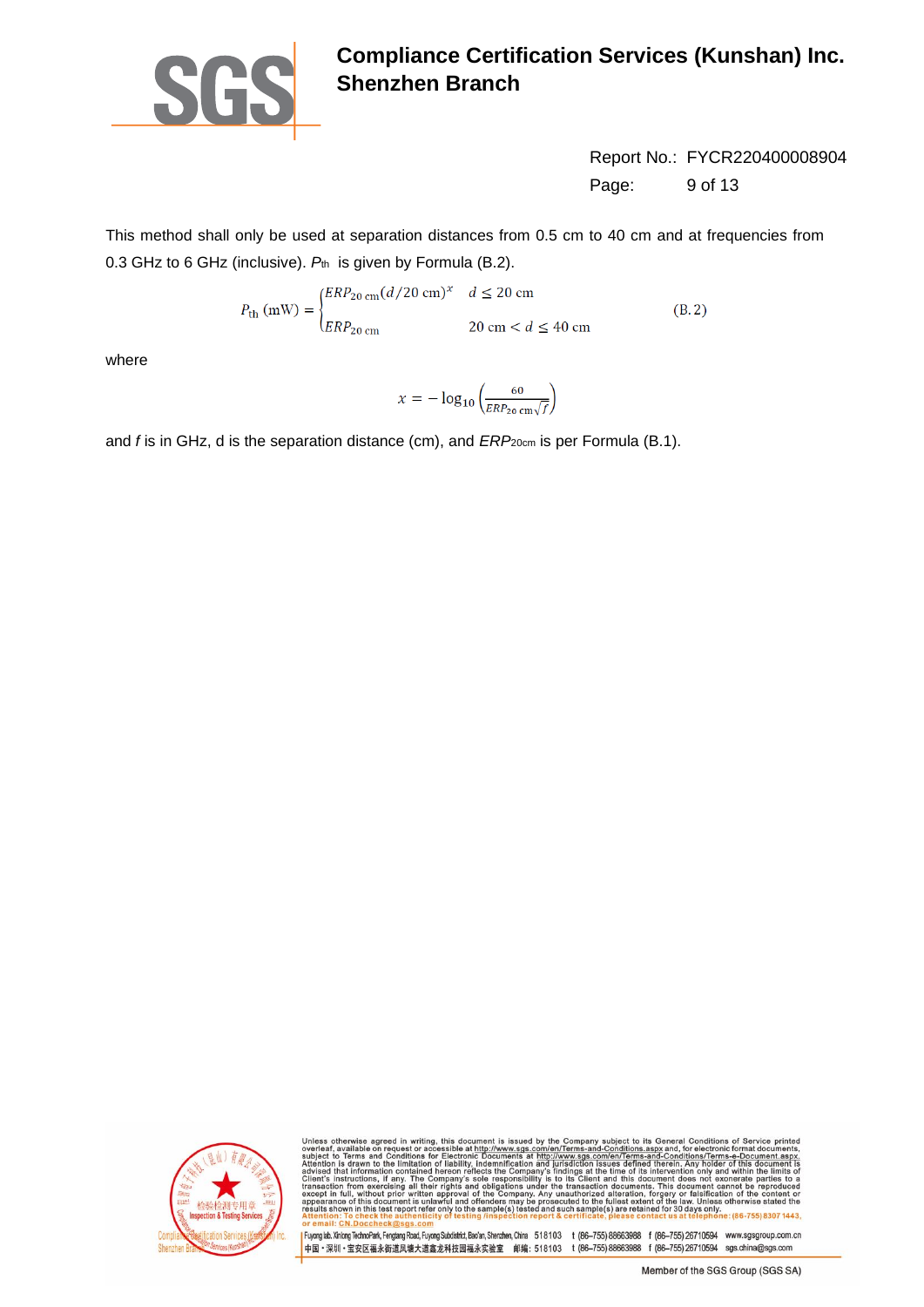This method shall only be used at separation distances from 0.5 cm to 40 cm and at frequencies from 0.3 GHz to 6 GHz (inclusive). $P_{th}$ is given by Formula (B.2).

$$P_{\text{th}}\ (\text{mW}) = \begin{cases} ERP_{20\ \text{cm}}(d/20\ \text{cm})^{x} & d \leq 20\ \text{cm} \\ ERP_{20\ \text{cm}} & 20\ \text{cm} < d \leq 40\ \text{cm} \end{cases} \qquad (\text{B.2})$$

where

$$x = -\log_{10}\left(\frac{60}{ERP_{20\ \text{cm}}\sqrt{f}}\right)$$

and $f$ is in GHz, d is the separation distance (cm), and $ERP_{20cm}$ is per Formula (B.1).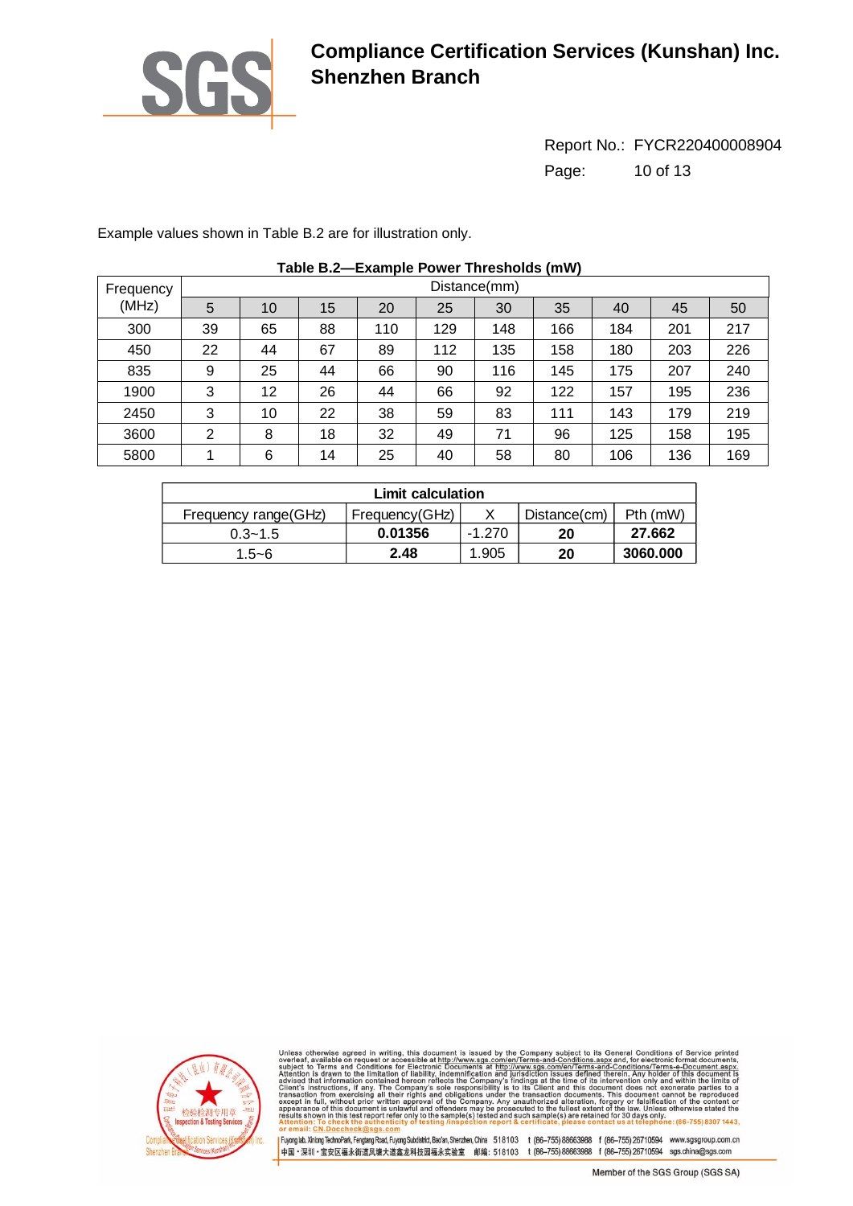Example values shown in Table B.2 are for illustration only.

**Table B.2—Example Power Thresholds (mW)**

| Frequency (MHz) | Distance(mm) | | | | | | | | | |
|---|---|---|---|---|---|---|---|---|---|---|
| | 5 | 10 | 15 | 20 | 25 | 30 | 35 | 40 | 45 | 50 |
| 300 | 39 | 65 | 88 | 110 | 129 | 148 | 166 | 184 | 201 | 217 |
| 450 | 22 | 44 | 67 | 89 | 112 | 135 | 158 | 180 | 203 | 226 |
| 835 | 9 | 25 | 44 | 66 | 90 | 116 | 145 | 175 | 207 | 240 |
| 1900 | 3 | 12 | 26 | 44 | 66 | 92 | 122 | 157 | 195 | 236 |
| 2450 | 3 | 10 | 22 | 38 | 59 | 83 | 111 | 143 | 179 | 219 |
| 3600 | 2 | 8 | 18 | 32 | 49 | 71 | 96 | 125 | 158 | 195 |
| 5800 | 1 | 6 | 14 | 25 | 40 | 58 | 80 | 106 | 136 | 169 |

| Limit calculation | | | | |
|---|---|---|---|---|
| Frequency range(GHz) | Frequency(GHz) | X | Distance(cm) | Pth (mW) |
| 0.3~1.5 | **0.01356** | -1.270 | **20** | **27.662** |
| 1.5~6 | **2.48** | 1.905 | **20** | **3060.000** |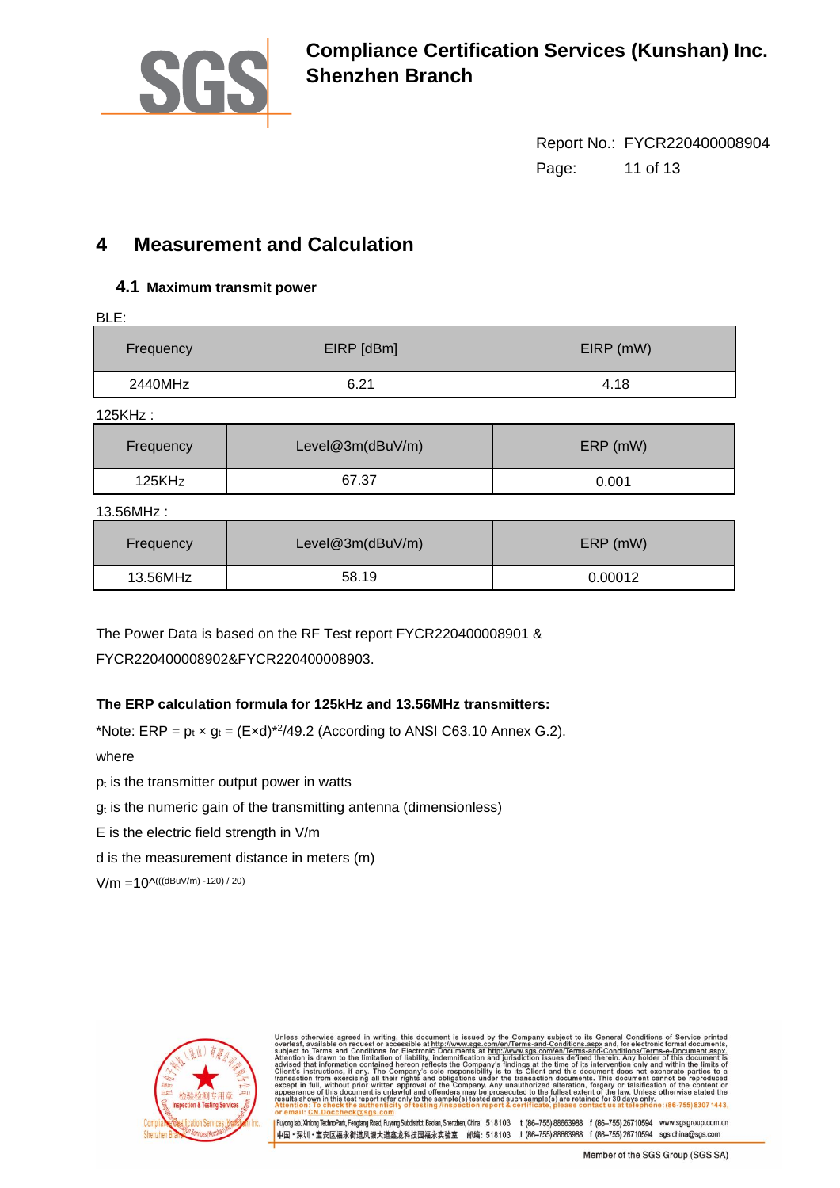# 4 Measurement and Calculation

## 4.1 Maximum transmit power

BLE:

| Frequency | EIRP [dBm] | EIRP (mW) |
|---|---|---|
| 2440MHz | 6.21 | 4.18 |

125KHz :

| Frequency | Level@3m(dBuV/m) | ERP (mW) |
|---|---|---|
| 125KHz | 67.37 | 0.001 |

13.56MHz :

| Frequency | Level@3m(dBuV/m) | ERP (mW) |
|---|---|---|
| 13.56MHz | 58.19 | 0.00012 |

The Power Data is based on the RF Test report FYCR220400008901 & FYCR220400008902&FYCR220400008903.

**The ERP calculation formula for 125kHz and 13.56MHz transmitters:**

*Note: ERP = $p_t \times g_t = (E \times d)^{*2}/49.2$ (According to ANSI C63.10 Annex G.2).

where

$p_t$ is the transmitter output power in watts

$g_t$ is the numeric gain of the transmitting antenna (dimensionless)

E is the electric field strength in V/m

d is the measurement distance in meters (m)

V/m $=10^{(((\text{dBuV/m}) -120) / 20)}$

Unless otherwise agreed in writing, this document is issued by the Company subject to its General Conditions of Service printed overleaf, available on request or accessible at http://www.sgs.com/en/Terms-and-Conditions.aspx and, for electronic format documents, subject to Terms and Conditions for Electronic Documents at http://www.sgs.com/en/Terms-and-Conditions/Terms-e-Document.aspx. Attention is drawn to the limitation of liability, indemnification and jurisdiction issues defined therein. Any holder of this document is advised that information contained hereon reflects the Company's findings at the time of its intervention only and within the limits of Client's instructions, if any. The Company's sole responsibility is to its Client and this document does not exonerate parties to a transaction from exercising all their rights and obligations under the transaction documents. This document cannot be reproduced except in full, without prior written approval of the Company. Any unauthorized alteration, forgery or falsification of the content or appearance of this document is unlawful and offenders may be prosecuted to the fullest extent of the law. Unless otherwise stated the results shown in this test report refer only to the sample(s) tested and such sample(s) are retained for 30 days only.
Attention: To check the authenticity of testing /inspection report & certificate, please contact us at telephone: (86-755) 8307 1443, or email: CN.Doccheck@sgs.com

Fuyong lab. Xinlong TechnoPark, Fengtang Road, Fuyong Subdistrict, Bao'an, Shenzhen, China 518103 t (86–755) 88663988 f (86–755) 26710594 www.sgsgroup.com.cn
中国・深圳・宝安区福永街道凤塘大道鑫龙科技园福永实验室 邮编: 518103 t (86–755) 88663988 f (86–755) 26710594 sgs.china@sgs.com

Member of the SGS Group (SGS SA)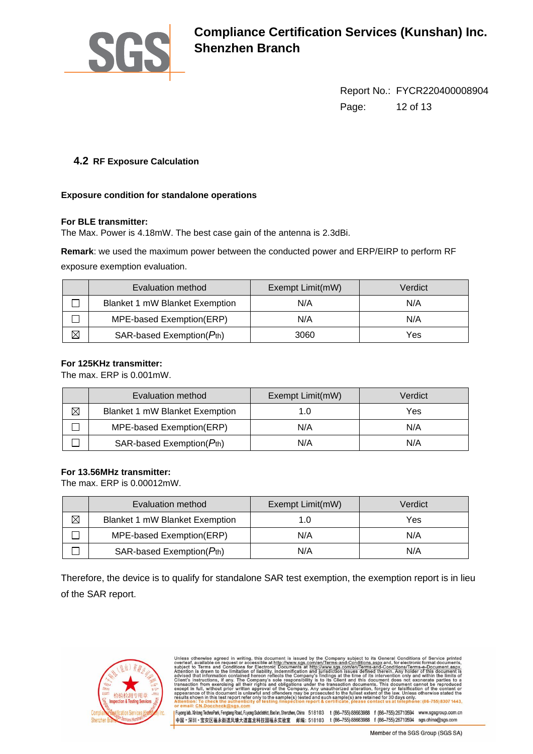## 4.2 RF Exposure Calculation

**Exposure condition for standalone operations**

**For BLE transmitter:**
The Max. Power is 4.18mW. The best case gain of the antenna is 2.3dBi.

**Remark**: we used the maximum power between the conducted power and ERP/EIRP to perform RF exposure exemption evaluation.

| | Evaluation method | Exempt Limit(mW) | Verdict |
|---|---|---|---|
| ☐ | Blanket 1 mW Blanket Exemption | N/A | N/A |
| ☐ | MPE-based Exemption(ERP) | N/A | N/A |
| ☒ | SAR-based Exemption($P_{th}$) | 3060 | Yes |

**For 125KHz transmitter:**
The max. ERP is 0.001mW.

| | Evaluation method | Exempt Limit(mW) | Verdict |
|---|---|---|---|
| ☒ | Blanket 1 mW Blanket Exemption | 1.0 | Yes |
| ☐ | MPE-based Exemption(ERP) | N/A | N/A |
| ☐ | SAR-based Exemption($P_{th}$) | N/A | N/A |

**For 13.56MHz transmitter:**
The max. ERP is 0.00012mW.

| | Evaluation method | Exempt Limit(mW) | Verdict |
|---|---|---|---|
| ☒ | Blanket 1 mW Blanket Exemption | 1.0 | Yes |
| ☐ | MPE-based Exemption(ERP) | N/A | N/A |
| ☐ | SAR-based Exemption($P_{th}$) | N/A | N/A |

Therefore, the device is to qualify for standalone SAR test exemption, the exemption report is in lieu of the SAR report.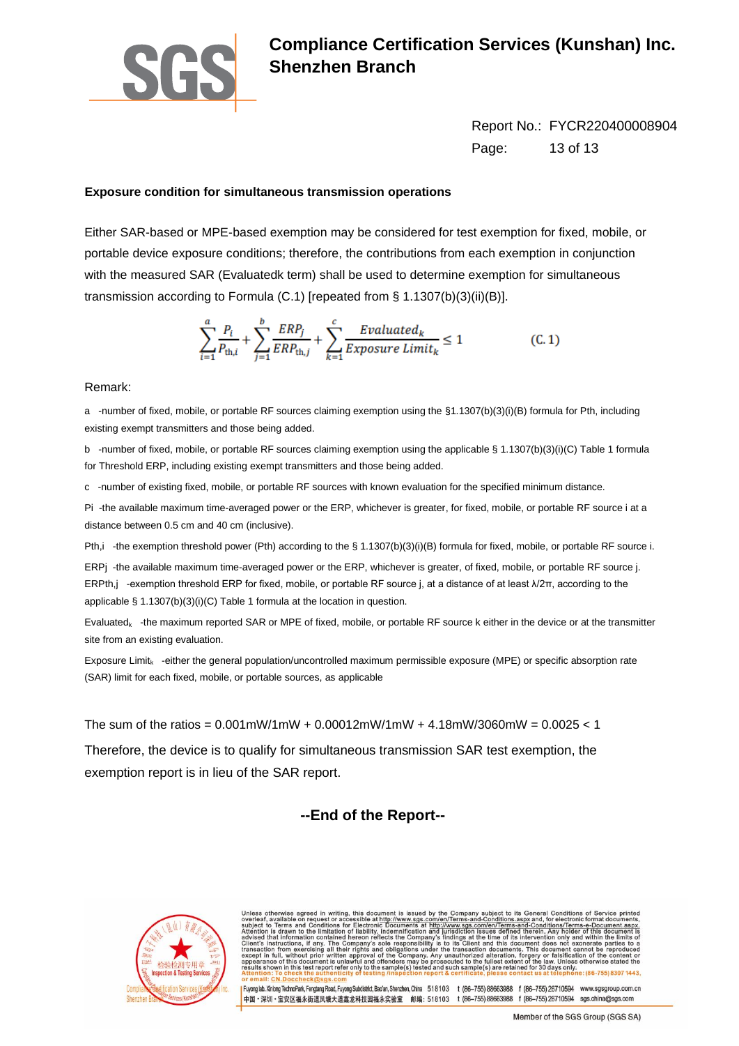### Exposure condition for simultaneous transmission operations

Either SAR-based or MPE-based exemption may be considered for test exemption for fixed, mobile, or portable device exposure conditions; therefore, the contributions from each exemption in conjunction with the measured SAR (Evaluatedk term) shall be used to determine exemption for simultaneous transmission according to Formula (C.1) [repeated from § 1.1307(b)(3)(ii)(B)].

$$\sum_{i=1}^{a} \frac{P_i}{P_{\mathrm{th},i}} + \sum_{j=1}^{b} \frac{ERP_j}{ERP_{\mathrm{th},j}} + \sum_{k=1}^{c} \frac{Evaluated_k}{Exposure\ Limit_k} \leq 1 \qquad (C.1)$$

Remark:

a -number of fixed, mobile, or portable RF sources claiming exemption using the §1.1307(b)(3)(i)(B) formula for Pth, including existing exempt transmitters and those being added.

b -number of fixed, mobile, or portable RF sources claiming exemption using the applicable § 1.1307(b)(3)(i)(C) Table 1 formula for Threshold ERP, including existing exempt transmitters and those being added.

c -number of existing fixed, mobile, or portable RF sources with known evaluation for the specified minimum distance.

Pi -the available maximum time-averaged power or the ERP, whichever is greater, for fixed, mobile, or portable RF source i at a distance between 0.5 cm and 40 cm (inclusive).

Pth,i -the exemption threshold power (Pth) according to the § 1.1307(b)(3)(i)(B) formula for fixed, mobile, or portable RF source i.

ERPj -the available maximum time-averaged power or the ERP, whichever is greater, of fixed, mobile, or portable RF source j.
ERPth,j -exemption threshold ERP for fixed, mobile, or portable RF source j, at a distance of at least λ/2π, according to the applicable § 1.1307(b)(3)(i)(C) Table 1 formula at the location in question.

$Evaluated_k$ -the maximum reported SAR or MPE of fixed, mobile, or portable RF source k either in the device or at the transmitter site from an existing evaluation.

$Exposure\ Limit_k$ -either the general population/uncontrolled maximum permissible exposure (MPE) or specific absorption rate (SAR) limit for each fixed, mobile, or portable sources, as applicable

The sum of the ratios = 0.001mW/1mW + 0.00012mW/1mW + 4.18mW/3060mW = 0.0025 < 1

Therefore, the device is to qualify for simultaneous transmission SAR test exemption, the exemption report is in lieu of the SAR report.

**--End of the Report--**